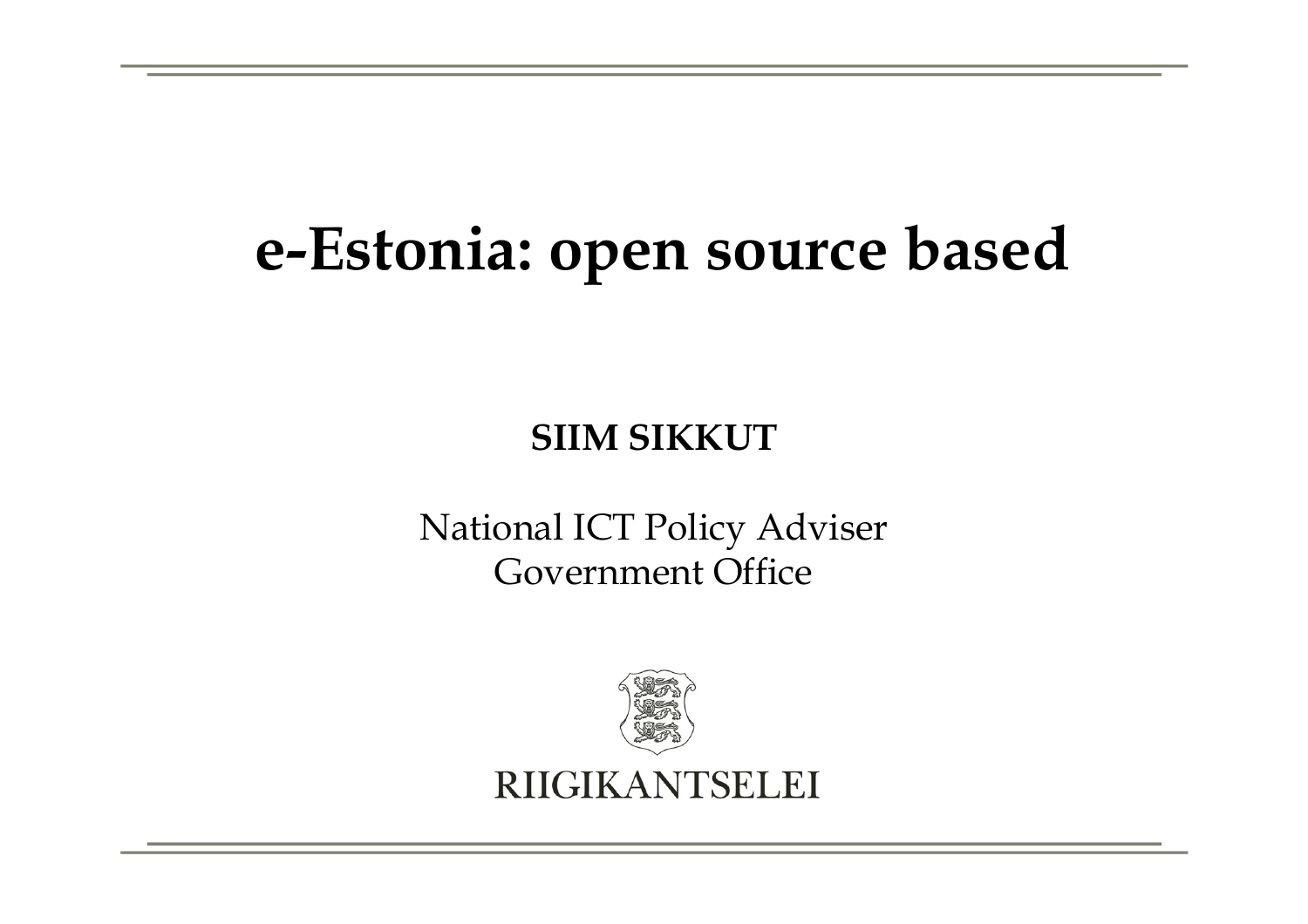# e-Estonia: open source based

**SIIM SIKKUT**

National ICT Policy Adviser
Government Office

RIIGIKANTSELEI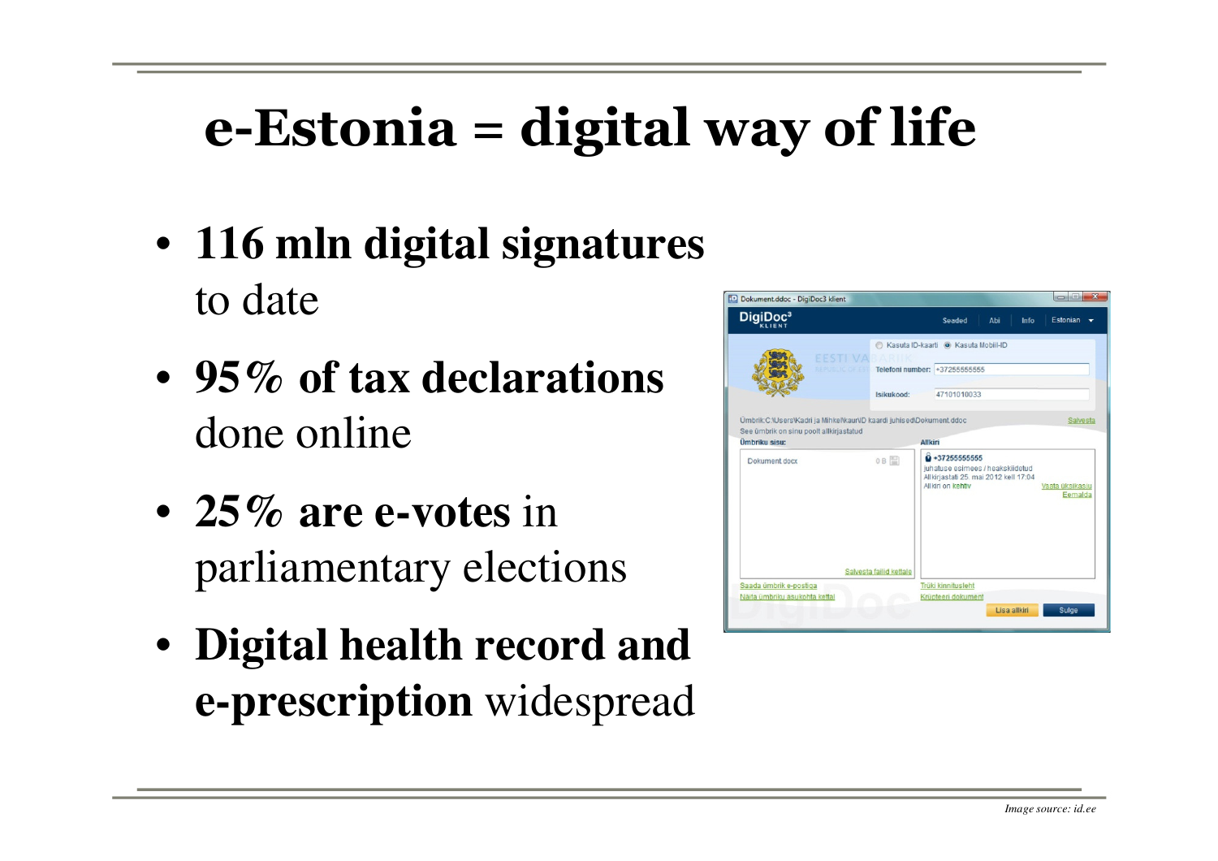# e-Estonia = digital way of life

- **116 mln digital signatures** to date
- **95% of tax declarations** done online
- **25% are e-votes** in parliamentary elections
- **Digital health record and e-prescription** widespread

*Image source: id.ee*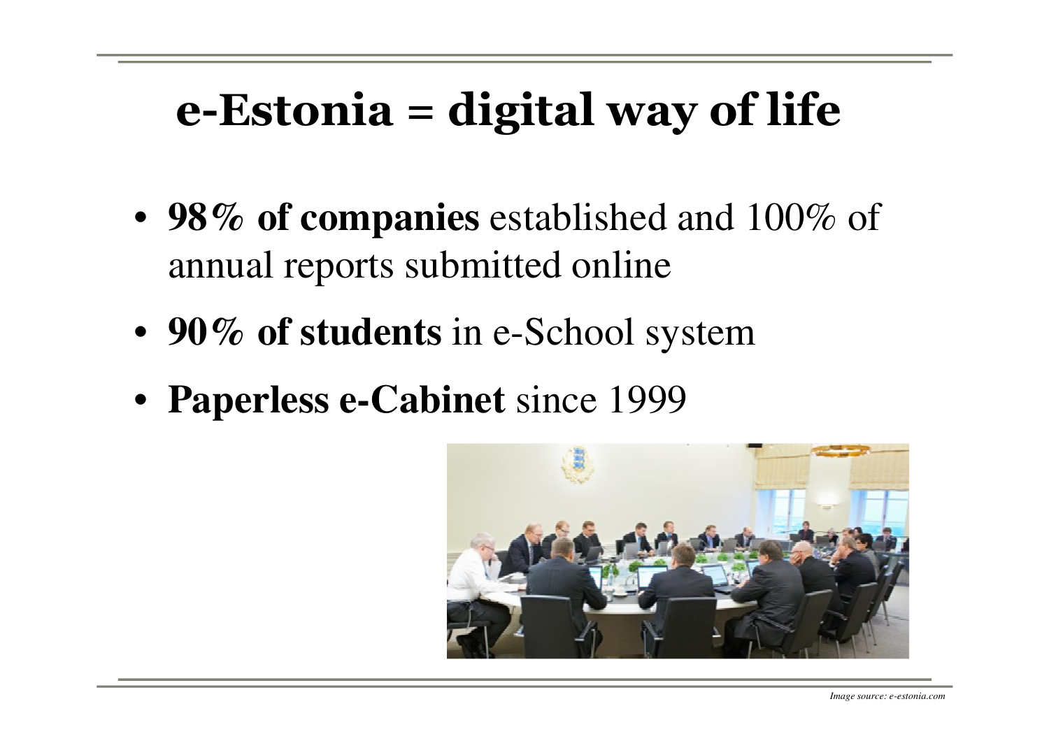# e-Estonia = digital way of life

- **98% of companies** established and 100% of annual reports submitted online
- **90% of students** in e-School system
- **Paperless e-Cabinet** since 1999

*Image source: e-estonia.com*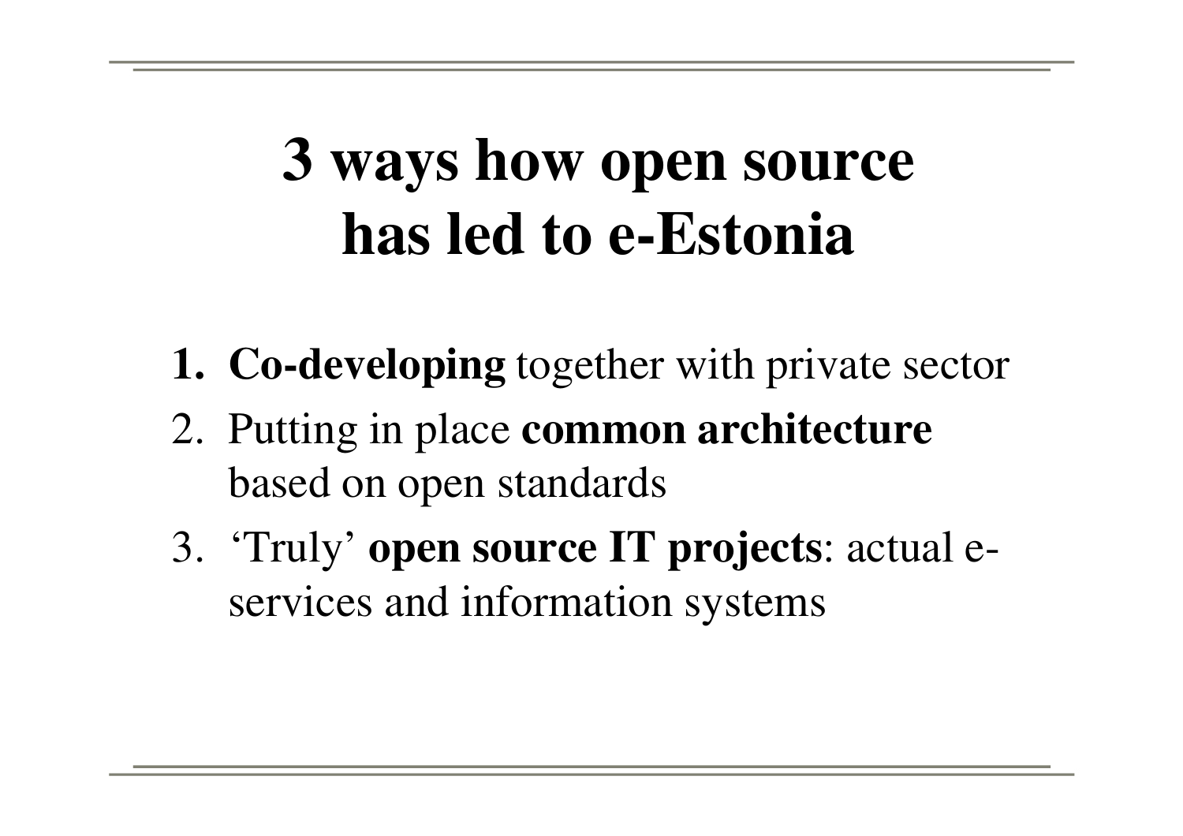# 3 ways how open source has led to e-Estonia

1. **Co-developing** together with private sector
2. Putting in place **common architecture** based on open standards
3. 'Truly' **open source IT projects**: actual e-services and information systems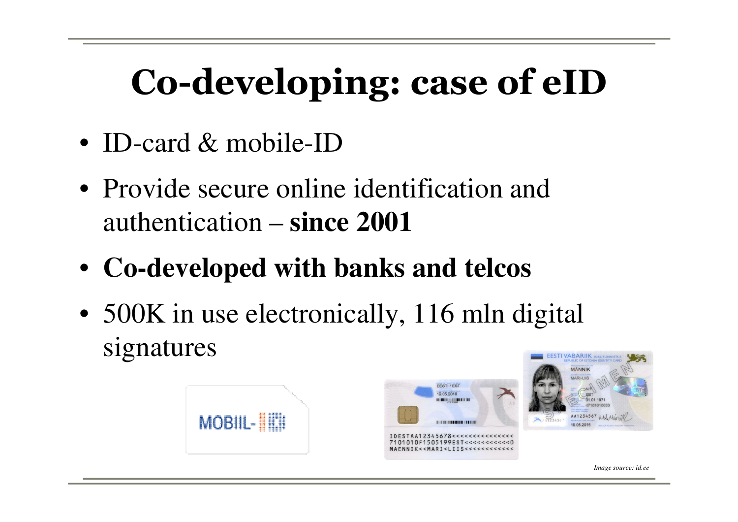# Co-developing: case of eID

- ID-card & mobile-ID
- Provide secure online identification and authentication – **since 2001**
- **Co-developed with banks and telcos**
- 500K in use electronically, 116 mln digital signatures

*Image source: id.ee*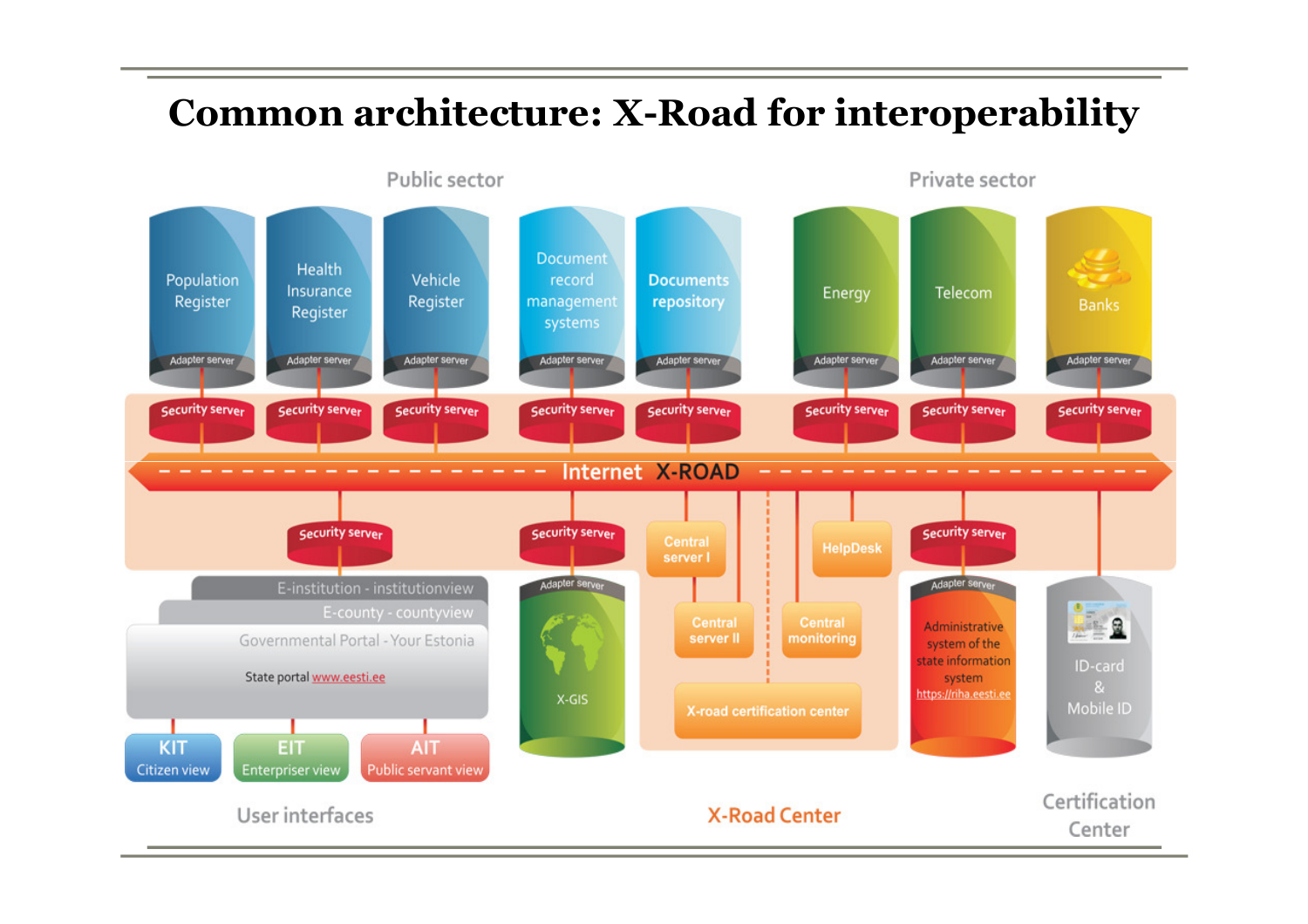# Common architecture: X-Road for interoperability

Public sector

Private sector

Population Register

Health Insurance Register

Vehicle Register

Document record management systems

Documents repository

Energy

Telecom

Banks

Adapter server

Security server

Internet X-ROAD

Security server

Central server I

Central server II

Central monitoring

HelpDesk

X-road certification center

E-institution - institutionview

E-county - countyview

Governmental Portal - Your Estonia

State portal www.eesti.ee

Adapter server

X-GIS

Administrative system of the state information system https://riha.eesti.ee

ID-card & Mobile ID

KIT Citizen view

EIT Enterpriser view

AIT Public servant view

User interfaces

X-Road Center

Certification Center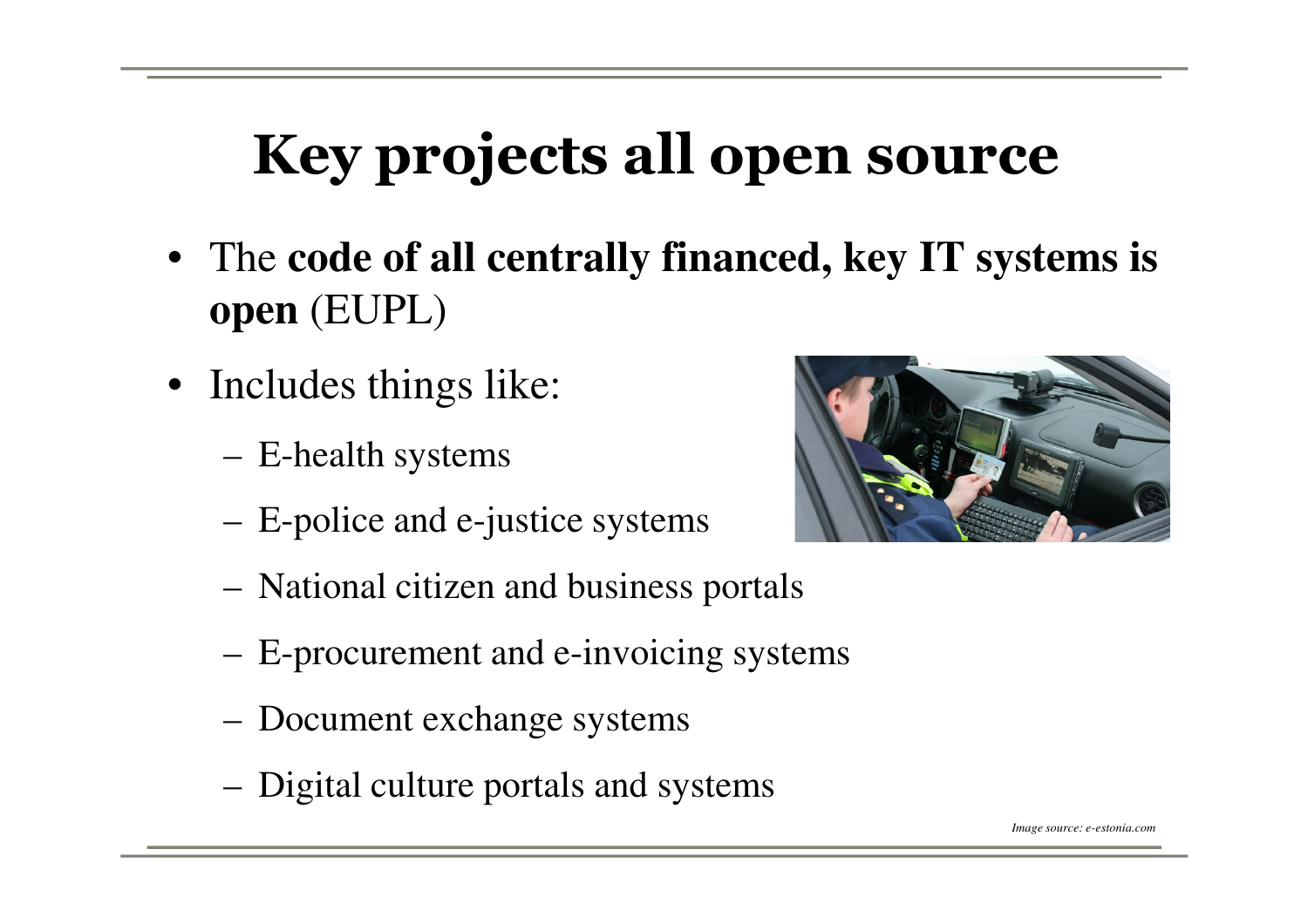# Key projects all open source

- The **code of all centrally financed, key IT systems is open** (EUPL)
- Includes things like:
  - E-health systems
  - E-police and e-justice systems
  - National citizen and business portals
  - E-procurement and e-invoicing systems
  - Document exchange systems
  - Digital culture portals and systems

*Image source: e-estonia.com*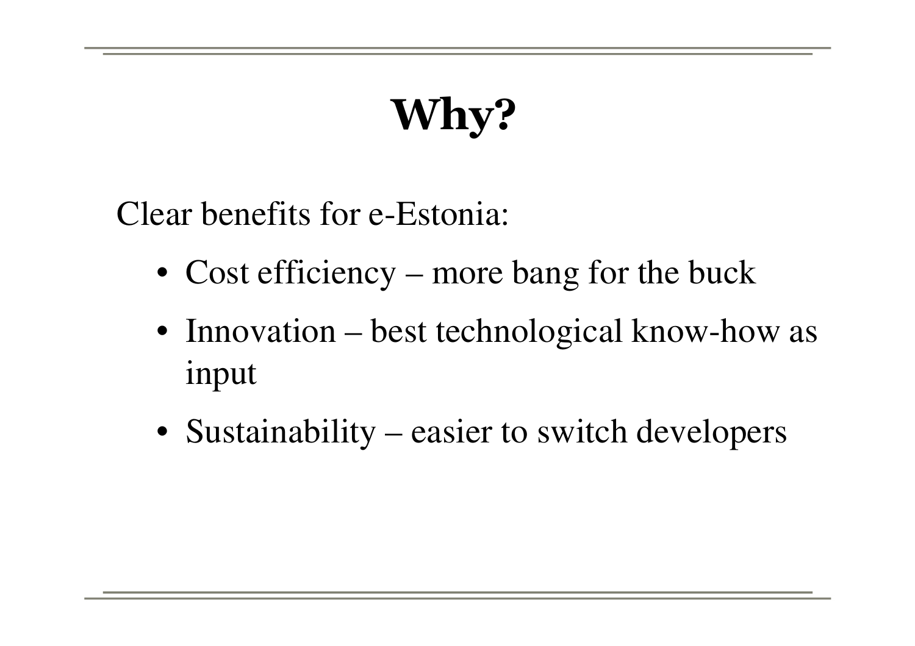# Why?

Clear benefits for e-Estonia:

- Cost efficiency – more bang for the buck
- Innovation – best technological know-how as input
- Sustainability – easier to switch developers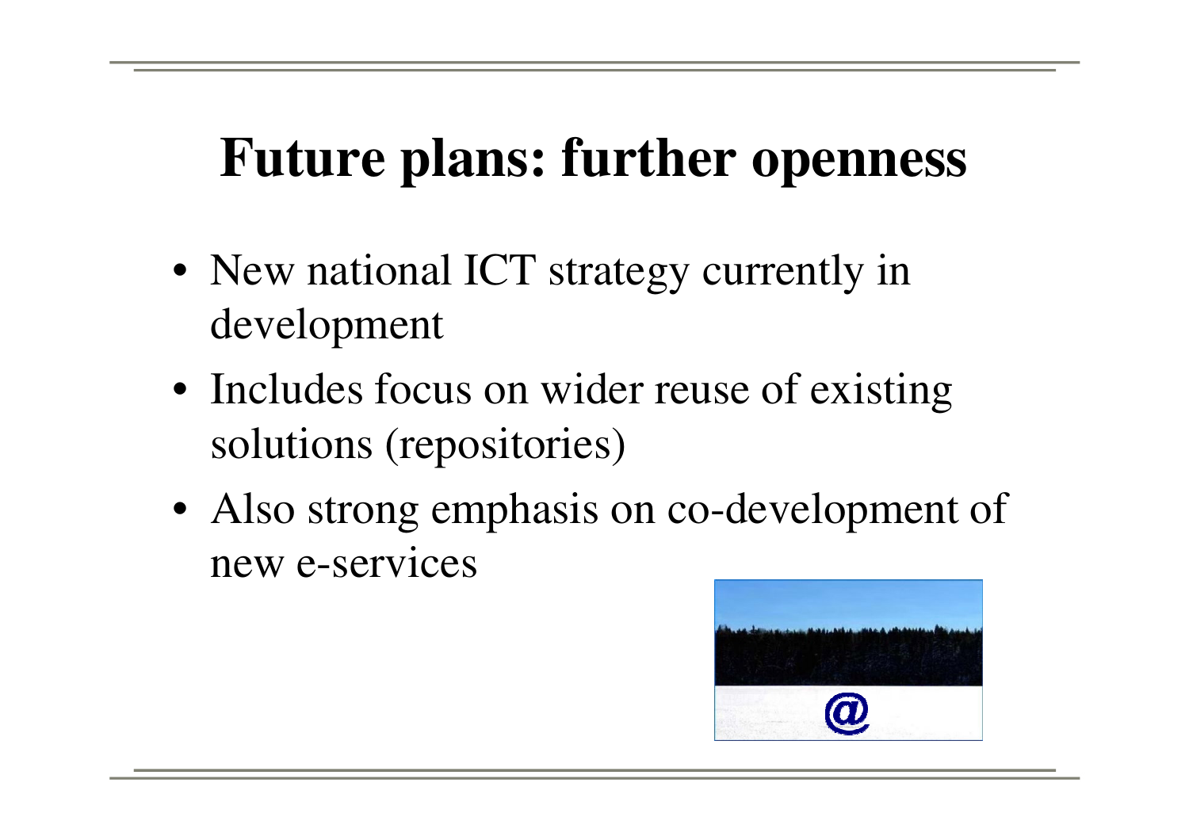# Future plans: further openness

- New national ICT strategy currently in development
- Includes focus on wider reuse of existing solutions (repositories)
- Also strong emphasis on co-development of new e-services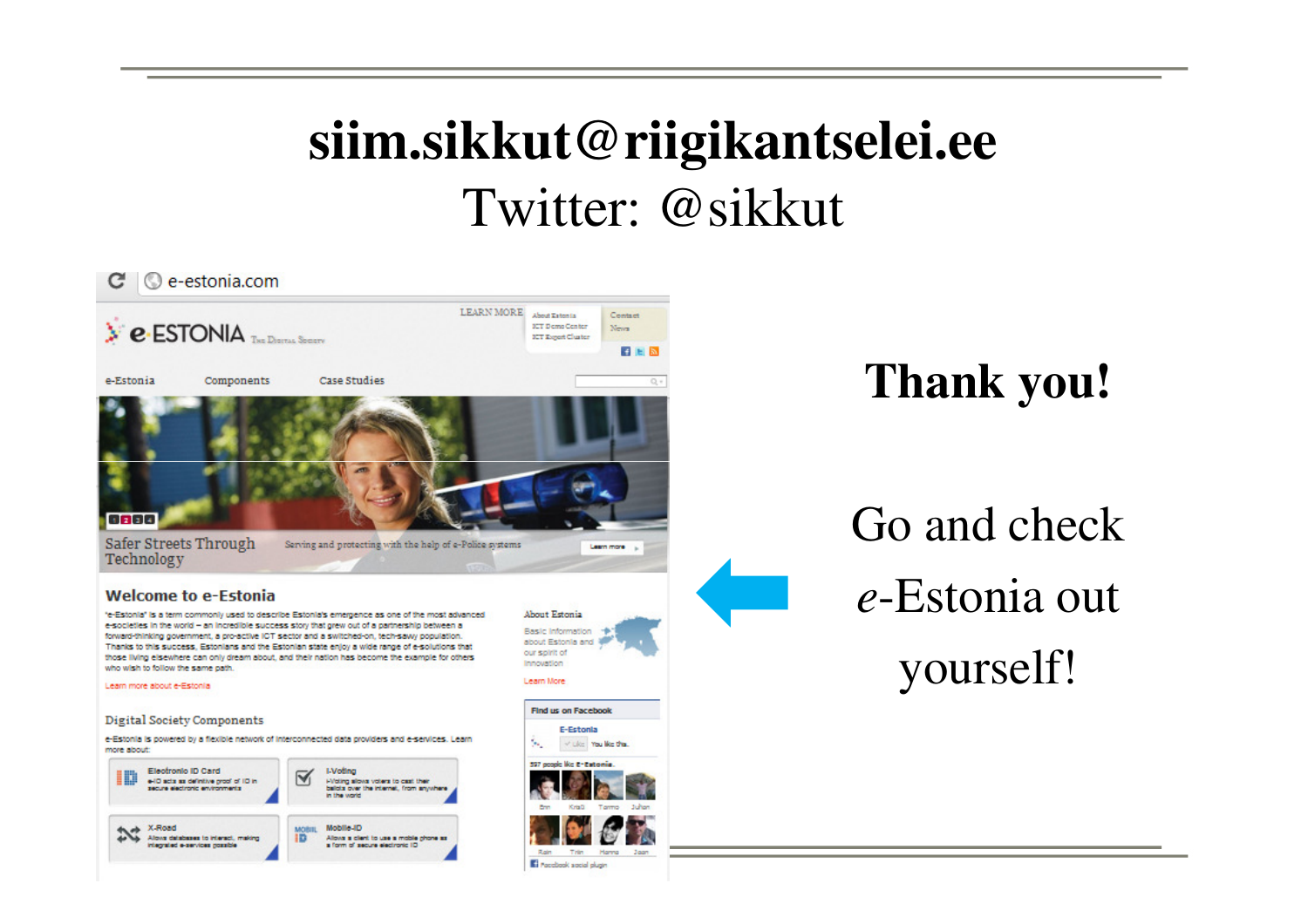**siim.sikkut@riigikantselei.ee**

Twitter: @sikkut

**Thank you!**

Go and check *e*-Estonia out yourself!